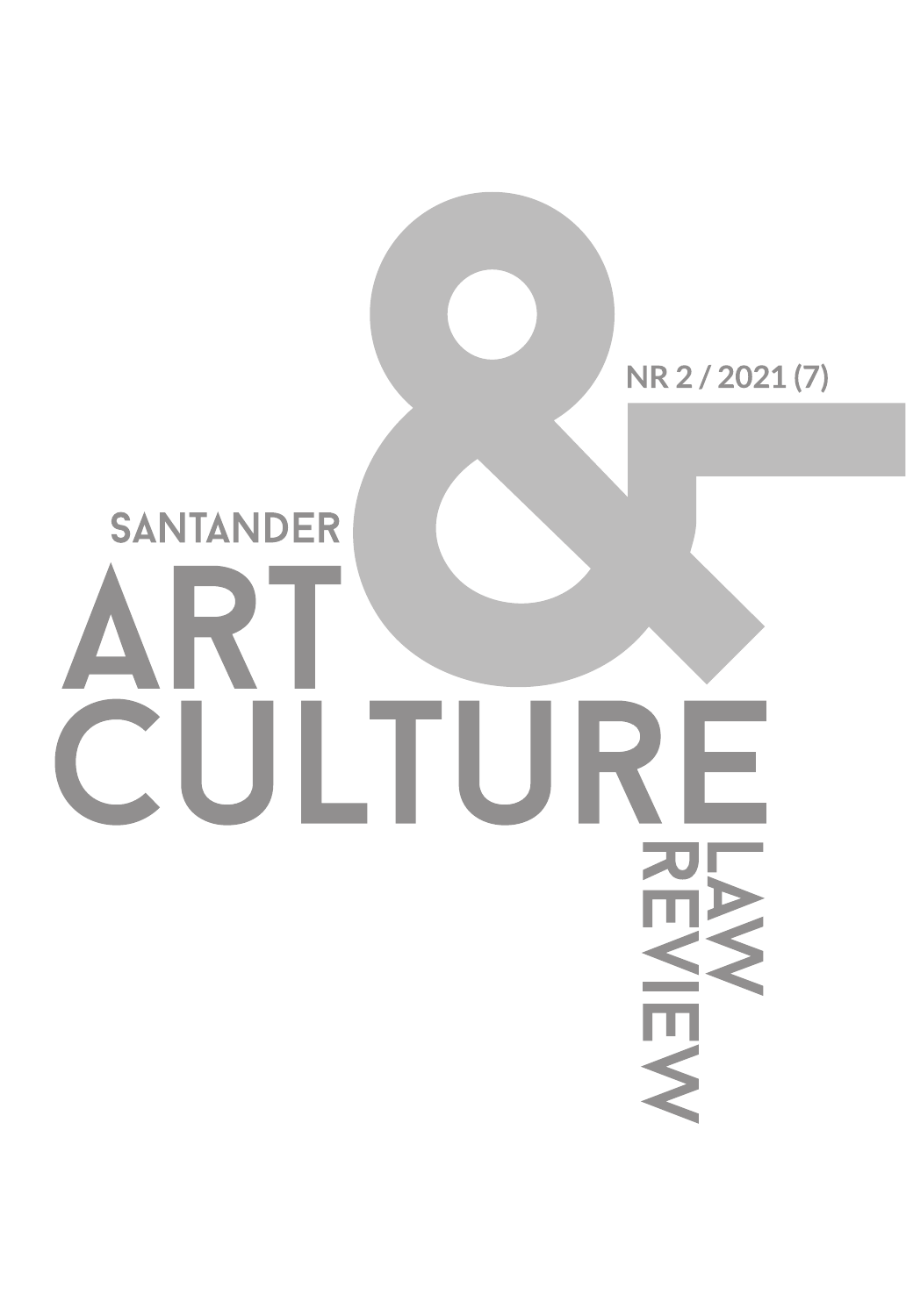NR 2 / 2021 (7)

# SANTANDER ART & CULTURE LAW REVIEW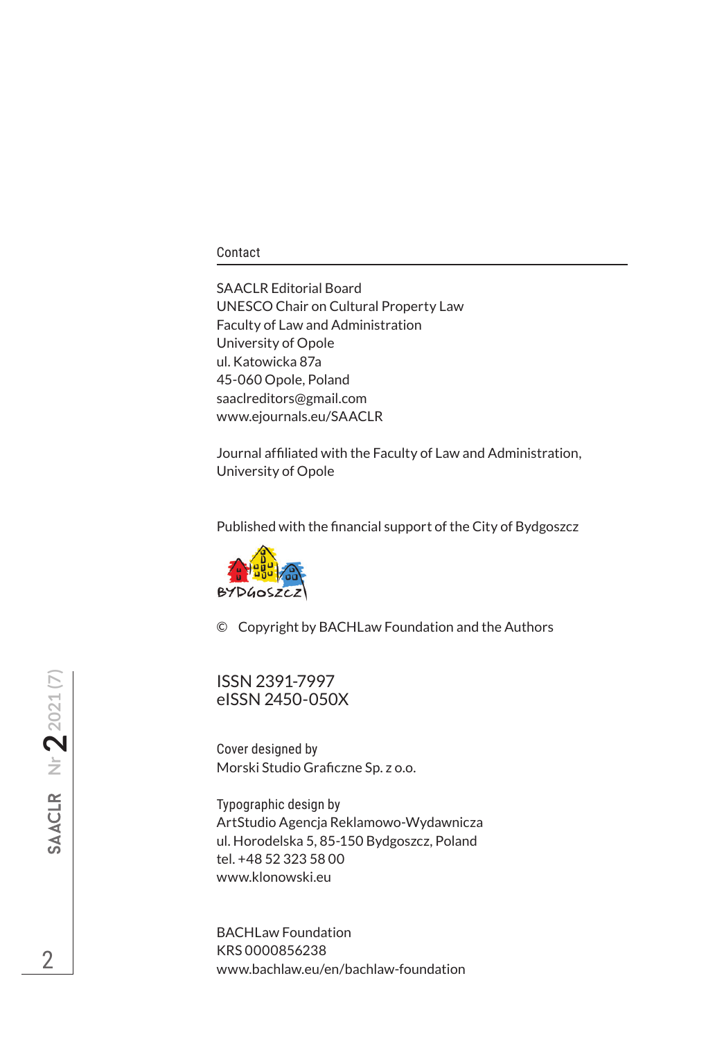## Contact

SAACLR Editorial Board
UNESCO Chair on Cultural Property Law
Faculty of Law and Administration
University of Opole
ul. Katowicka 87a
45-060 Opole, Poland
saaclreditors@gmail.com
www.ejournals.eu/SAACLR

Journal affiliated with the Faculty of Law and Administration,
University of Opole

Published with the financial support of the City of Bydgoszcz

© Copyright by BACHLaw Foundation and the Authors

ISSN 2391-7997
eISSN 2450-050X

Cover designed by
Morski Studio Graficzne Sp. z o.o.

Typographic design by
ArtStudio Agencja Reklamowo-Wydawnicza
ul. Horodelska 5, 85-150 Bydgoszcz, Poland
tel. +48 52 323 58 00
www.klonowski.eu

BACHLaw Foundation
KRS 0000856238
www.bachlaw.eu/en/bachlaw-foundation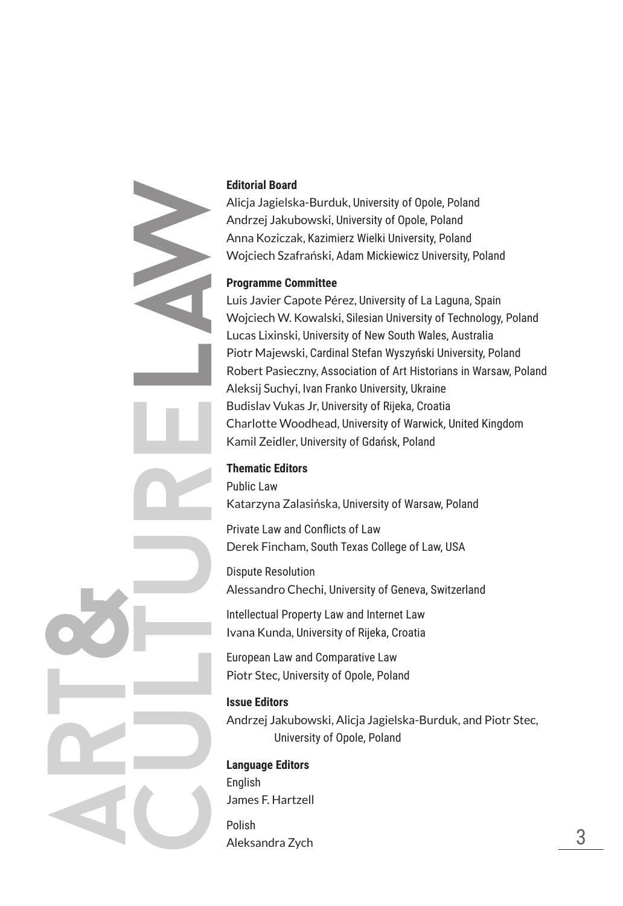**Editorial Board**

Alicja Jagielska-Burduk, University of Opole, Poland
Andrzej Jakubowski, University of Opole, Poland
Anna Koziczak, Kazimierz Wielki University, Poland
Wojciech Szafrański, Adam Mickiewicz University, Poland

**Programme Committee**

Luis Javier Capote Pérez, University of La Laguna, Spain
Wojciech W. Kowalski, Silesian University of Technology, Poland
Lucas Lixinski, University of New South Wales, Australia
Piotr Majewski, Cardinal Stefan Wyszyński University, Poland
Robert Pasieczny, Association of Art Historians in Warsaw, Poland
Aleksij Suchyi, Ivan Franko University, Ukraine
Budislav Vukas Jr, University of Rijeka, Croatia
Charlotte Woodhead, University of Warwick, United Kingdom
Kamil Zeidler, University of Gdańsk, Poland

**Thematic Editors**

Public Law
Katarzyna Zalasińska, University of Warsaw, Poland

Private Law and Conflicts of Law
Derek Fincham, South Texas College of Law, USA

Dispute Resolution
Alessandro Chechi, University of Geneva, Switzerland

Intellectual Property Law and Internet Law
Ivana Kunda, University of Rijeka, Croatia

European Law and Comparative Law
Piotr Stec, University of Opole, Poland

**Issue Editors**

Andrzej Jakubowski, Alicja Jagielska-Burduk, and Piotr Stec, University of Opole, Poland

**Language Editors**

English
James F. Hartzell

Polish
Aleksandra Zych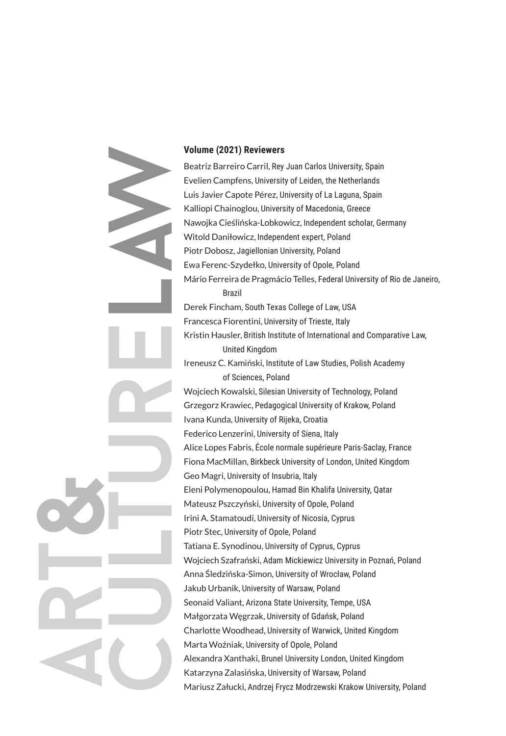**Volume (2021) Reviewers**

Beatriz Barreiro Carril, Rey Juan Carlos University, Spain
Evelien Campfens, University of Leiden, the Netherlands
Luis Javier Capote Pérez, University of La Laguna, Spain
Kalliopi Chainoglou, University of Macedonia, Greece
Nawojka Cieślińska-Lobkowicz, Independent scholar, Germany
Witold Danilowicz, Independent expert, Poland
Piotr Dobosz, Jagiellonian University, Poland
Ewa Ferenc-Szydełko, University of Opole, Poland
Mário Ferreira de Pragmácio Telles, Federal University of Rio de Janeiro, Brazil
Derek Fincham, South Texas College of Law, USA
Francesca Fiorentini, University of Trieste, Italy
Kristin Hausler, British Institute of International and Comparative Law, United Kingdom
Ireneusz C. Kamiński, Institute of Law Studies, Polish Academy of Sciences, Poland
Wojciech Kowalski, Silesian University of Technology, Poland
Grzegorz Krawiec, Pedagogical University of Krakow, Poland
Ivana Kunda, University of Rijeka, Croatia
Federico Lenzerini, University of Siena, Italy
Alice Lopes Fabris, École normale supérieure Paris-Saclay, France
Fiona MacMillan, Birkbeck University of London, United Kingdom
Geo Magri, University of Insubria, Italy
Eleni Polymenopoulou, Hamad Bin Khalifa University, Qatar
Mateusz Pszczyński, University of Opole, Poland
Irini A. Stamatoudi, University of Nicosia, Cyprus
Piotr Stec, University of Opole, Poland
Tatiana E. Synodinou, University of Cyprus, Cyprus
Wojciech Szafrański, Adam Mickiewicz University in Poznań, Poland
Anna Śledzińska-Simon, University of Wrocław, Poland
Jakub Urbanik, University of Warsaw, Poland
Seonaid Valiant, Arizona State University, Tempe, USA
Małgorzata Węgrzak, University of Gdańsk, Poland
Charlotte Woodhead, University of Warwick, United Kingdom
Marta Woźniak, University of Opole, Poland
Alexandra Xanthaki, Brunel University London, United Kingdom
Katarzyna Zalasińska, University of Warsaw, Poland
Mariusz Załucki, Andrzej Frycz Modrzewski Krakow University, Poland